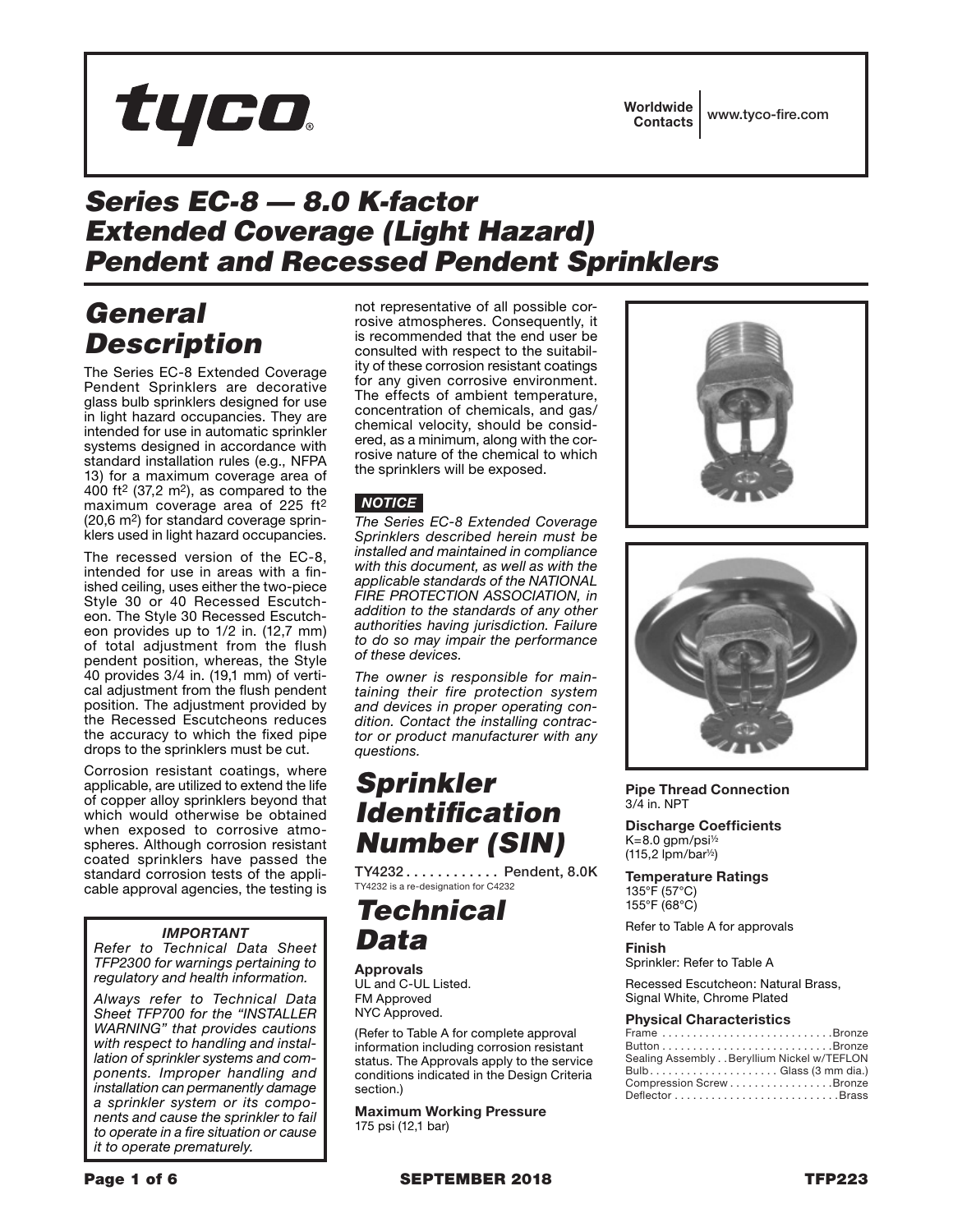tyco

Worldwide Contacts | www.tyco-fire.com

# Series EC-8 — 8.0 K-factor Extended Coverage (Light Hazard) Pendent and Recessed Pendent Sprinklers

## General Description

The Series EC-8 Extended Coverage Pendent Sprinklers are decorative glass bulb sprinklers designed for use in light hazard occupancies. They are intended for use in automatic sprinkler systems designed in accordance with standard installation rules (e.g., NFPA 13) for a maximum coverage area of 400 ft$^2$ (37,2 m$^2$), as compared to the maximum coverage area of 225 ft$^2$ (20,6 m$^2$) for standard coverage sprinklers used in light hazard occupancies.

The recessed version of the EC-8, intended for use in areas with a finished ceiling, uses either the two-piece Style 30 or 40 Recessed Escutcheon. The Style 30 Recessed Escutcheon provides up to 1/2 in. (12,7 mm) of total adjustment from the flush pendent position, whereas, the Style 40 provides 3/4 in. (19,1 mm) of vertical adjustment from the flush pendent position. The adjustment provided by the Recessed Escutcheons reduces the accuracy to which the fixed pipe drops to the sprinklers must be cut.

Corrosion resistant coatings, where applicable, are utilized to extend the life of copper alloy sprinklers beyond that which would otherwise be obtained when exposed to corrosive atmospheres. Although corrosion resistant coated sprinklers have passed the standard corrosion tests of the applicable approval agencies, the testing is not representative of all possible corrosive atmospheres. Consequently, it is recommended that the end user be consulted with respect to the suitability of these corrosion resistant coatings for any given corrosive environment. The effects of ambient temperature, concentration of chemicals, and gas/chemical velocity, should be considered, as a minimum, along with the corrosive nature of the chemical to which the sprinklers will be exposed.

> ***IMPORTANT***
>
> *Refer to Technical Data Sheet TFP2300 for warnings pertaining to regulatory and health information.*
>
> *Always refer to Technical Data Sheet TFP700 for the "INSTALLER WARNING" that provides cautions with respect to handling and installation of sprinkler systems and components. Improper handling and installation can permanently damage a sprinkler system or its components and cause the sprinkler to fail to operate in a fire situation or cause it to operate prematurely.*

***NOTICE***

*The Series EC-8 Extended Coverage Sprinklers described herein must be installed and maintained in compliance with this document, as well as with the applicable standards of the NATIONAL FIRE PROTECTION ASSOCIATION, in addition to the standards of any other authorities having jurisdiction. Failure to do so may impair the performance of these devices.*

*The owner is responsible for maintaining their fire protection system and devices in proper operating condition. Contact the installing contractor or product manufacturer with any questions.*

## Sprinkler Identification Number (SIN)

**TY4232 . . . . . . . . . . . . Pendent, 8.0K**
TY4232 is a re-designation for C4232

## Technical Data

**Approvals**
UL and C-UL Listed.
FM Approved
NYC Approved.

(Refer to Table A for complete approval information including corrosion resistant status. The Approvals apply to the service conditions indicated in the Design Criteria section.)

**Maximum Working Pressure**
175 psi (12,1 bar)

**Pipe Thread Connection**
3/4 in. NPT

**Discharge Coefficients**
K=8.0 gpm/psi$^{1/2}$
(115,2 lpm/bar$^{1/2}$)

**Temperature Ratings**
135°F (57°C)
155°F (68°C)

Refer to Table A for approvals

**Finish**
Sprinkler: Refer to Table A

Recessed Escutcheon: Natural Brass, Signal White, Chrome Plated

**Physical Characteristics**

| | |
|---|---|
| Frame | Bronze |
| Button | Bronze |
| Sealing Assembly | Beryllium Nickel w/TEFLON |
| Bulb | Glass (3 mm dia.) |
| Compression Screw | Bronze |
| Deflector | Brass |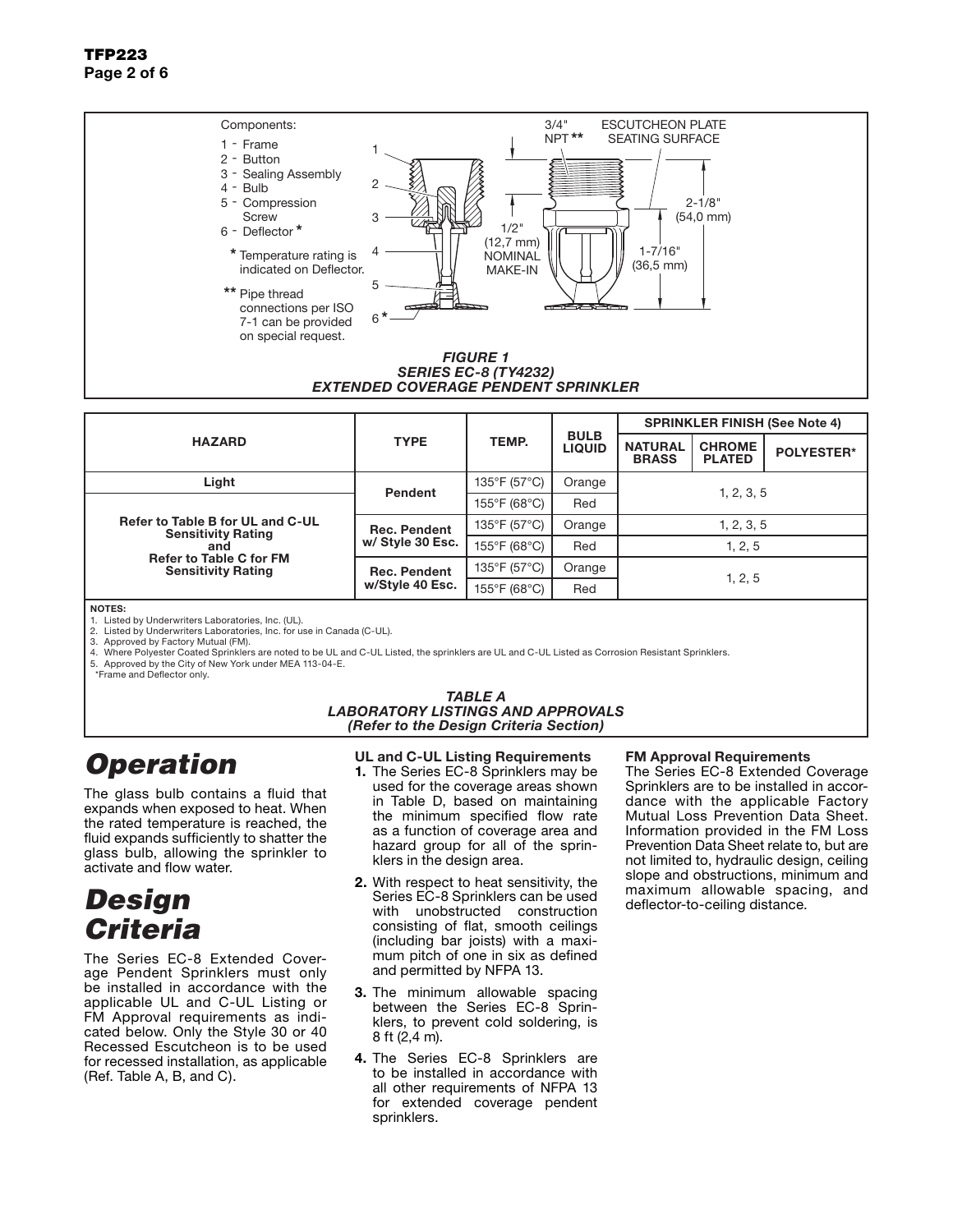Components:

1 - Frame
2 - Button
3 - Sealing Assembly
4 - Bulb
5 - Compression Screw
6 - Deflector *

\* Temperature rating is indicated on Deflector.

\*\* Pipe thread connections per ISO 7-1 can be provided on special request.

3/4" NPT ** | ESCUTCHEON PLATE SEATING SURFACE | 1/2" (12,7 mm) NOMINAL MAKE-IN | 2-1/8" (54,0 mm) | 1-7/16" (36,5 mm)

*FIGURE 1*
*SERIES EC-8 (TY4232)*
*EXTENDED COVERAGE PENDENT SPRINKLER*

| HAZARD | TYPE | TEMP. | BULB LIQUID | SPRINKLER FINISH (See Note 4) | | |
|---|---|---|---|---|---|---|
| | | | | NATURAL BRASS | CHROME PLATED | POLYESTER* |
| Light | Pendent | 135°F (57°C) | Orange | 1, 2, 3, 5 | | |
| Refer to Table B for UL and C-UL Sensitivity Rating and Refer to Table C for FM Sensitivity Rating | Pendent | 155°F (68°C) | Red | 1, 2, 3, 5 | | |
| | Rec. Pendent w/ Style 30 Esc. | 135°F (57°C) | Orange | 1, 2, 3, 5 | | |
| | Rec. Pendent w/ Style 30 Esc. | 155°F (68°C) | Red | 1, 2, 5 | | |
| | Rec. Pendent w/Style 40 Esc. | 135°F (57°C) | Orange | 1, 2, 5 | | |
| | Rec. Pendent w/Style 40 Esc. | 155°F (68°C) | Red | 1, 2, 5 | | |

**NOTES:**
1. Listed by Underwriters Laboratories, Inc. (UL).
2. Listed by Underwriters Laboratories, Inc. for use in Canada (C-UL).
3. Approved by Factory Mutual (FM).
4. Where Polyester Coated Sprinklers are noted to be UL and C-UL Listed, the sprinklers are UL and C-UL Listed as Corrosion Resistant Sprinklers.
5. Approved by the City of New York under MEA 113-04-E.

\*Frame and Deflector only.

*TABLE A*
*LABORATORY LISTINGS AND APPROVALS*
*(Refer to the Design Criteria Section)*

# *Operation*

The glass bulb contains a fluid that expands when exposed to heat. When the rated temperature is reached, the fluid expands sufficiently to shatter the glass bulb, allowing the sprinkler to activate and flow water.

# *Design Criteria*

The Series EC-8 Extended Coverage Pendent Sprinklers must only be installed in accordance with the applicable UL and C-UL Listing or FM Approval requirements as indicated below. Only the Style 30 or 40 Recessed Escutcheon is to be used for recessed installation, as applicable (Ref. Table A, B, and C).

**UL and C-UL Listing Requirements**

1. The Series EC-8 Sprinklers may be used for the coverage areas shown in Table D, based on maintaining the minimum specified flow rate as a function of coverage area and hazard group for all of the sprinklers in the design area.
2. With respect to heat sensitivity, the Series EC-8 Sprinklers can be used with unobstructed construction consisting of flat, smooth ceilings (including bar joists) with a maximum pitch of one in six as defined and permitted by NFPA 13.
3. The minimum allowable spacing between the Series EC-8 Sprinklers, to prevent cold soldering, is 8 ft (2,4 m).
4. The Series EC-8 Sprinklers are to be installed in accordance with all other requirements of NFPA 13 for extended coverage pendent sprinklers.

**FM Approval Requirements**

The Series EC-8 Extended Coverage Sprinklers are to be installed in accordance with the applicable Factory Mutual Loss Prevention Data Sheet. Information provided in the FM Loss Prevention Data Sheet relate to, but are not limited to, hydraulic design, ceiling slope and obstructions, minimum and maximum allowable spacing, and deflector-to-ceiling distance.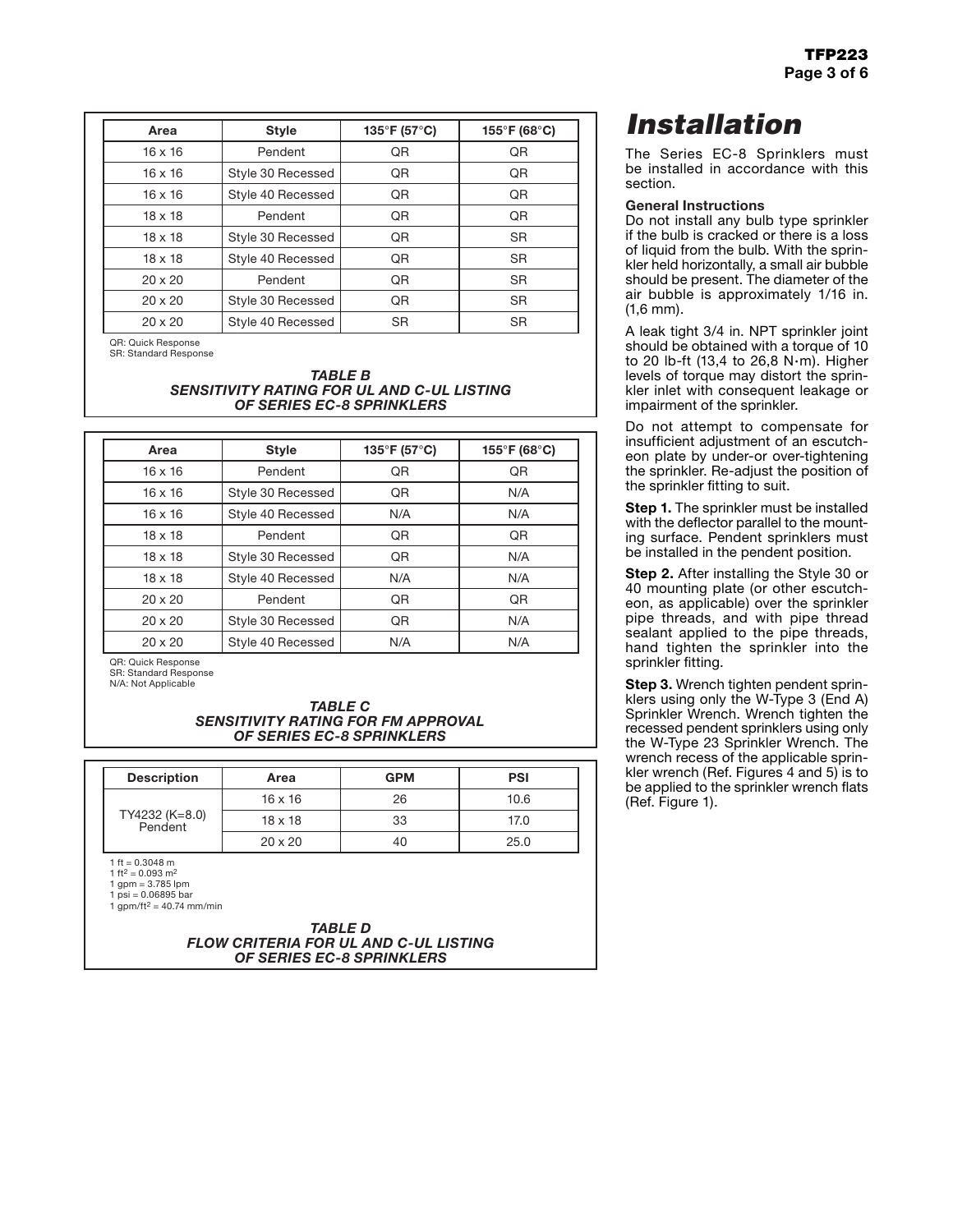| Area | Style | 135°F (57°C) | 155°F (68°C) |
|---|---|---|---|
| 16 x 16 | Pendent | QR | QR |
| 16 x 16 | Style 30 Recessed | QR | QR |
| 16 x 16 | Style 40 Recessed | QR | QR |
| 18 x 18 | Pendent | QR | QR |
| 18 x 18 | Style 30 Recessed | QR | SR |
| 18 x 18 | Style 40 Recessed | QR | SR |
| 20 x 20 | Pendent | QR | SR |
| 20 x 20 | Style 30 Recessed | QR | SR |
| 20 x 20 | Style 40 Recessed | SR | SR |

QR: Quick Response
SR: Standard Response

***TABLE B***
***SENSITIVITY RATING FOR UL AND C-UL LISTING OF SERIES EC-8 SPRINKLERS***

| Area | Style | 135°F (57°C) | 155°F (68°C) |
|---|---|---|---|
| 16 x 16 | Pendent | QR | QR |
| 16 x 16 | Style 30 Recessed | QR | N/A |
| 16 x 16 | Style 40 Recessed | N/A | N/A |
| 18 x 18 | Pendent | QR | QR |
| 18 x 18 | Style 30 Recessed | QR | N/A |
| 18 x 18 | Style 40 Recessed | N/A | N/A |
| 20 x 20 | Pendent | QR | QR |
| 20 x 20 | Style 30 Recessed | QR | N/A |
| 20 x 20 | Style 40 Recessed | N/A | N/A |

QR: Quick Response
SR: Standard Response
N/A: Not Applicable

***TABLE C***
***SENSITIVITY RATING FOR FM APPROVAL OF SERIES EC-8 SPRINKLERS***

| Description | Area | GPM | PSI |
|---|---|---|---|
| TY4232 (K=8.0) Pendent | 16 x 16 | 26 | 10.6 |
| | 18 x 18 | 33 | 17.0 |
| | 20 x 20 | 40 | 25.0 |

1 ft = 0.3048 m
1 ft$^2$ = 0.093 m$^2$
1 gpm = 3.785 lpm
1 psi = 0.06895 bar
1 gpm/ft$^2$ = 40.74 mm/min

***TABLE D***
***FLOW CRITERIA FOR UL AND C-UL LISTING OF SERIES EC-8 SPRINKLERS***

# *Installation*

The Series EC-8 Sprinklers must be installed in accordance with this section.

**General Instructions**

Do not install any bulb type sprinkler if the bulb is cracked or there is a loss of liquid from the bulb. With the sprinkler held horizontally, a small air bubble should be present. The diameter of the air bubble is approximately 1/16 in. (1,6 mm).

A leak tight 3/4 in. NPT sprinkler joint should be obtained with a torque of 10 to 20 lb-ft (13,4 to 26,8 N·m). Higher levels of torque may distort the sprinkler inlet with consequent leakage or impairment of the sprinkler.

Do not attempt to compensate for insufficient adjustment of an escutcheon plate by under-or over-tightening the sprinkler. Re-adjust the position of the sprinkler fitting to suit.

**Step 1.** The sprinkler must be installed with the deflector parallel to the mounting surface. Pendent sprinklers must be installed in the pendent position.

**Step 2.** After installing the Style 30 or 40 mounting plate (or other escutcheon, as applicable) over the sprinkler pipe threads, and with pipe thread sealant applied to the pipe threads, hand tighten the sprinkler into the sprinkler fitting.

**Step 3.** Wrench tighten pendent sprinklers using only the W-Type 3 (End A) Sprinkler Wrench. Wrench tighten the recessed pendent sprinklers using only the W-Type 23 Sprinkler Wrench. The wrench recess of the applicable sprinkler wrench (Ref. Figures 4 and 5) is to be applied to the sprinkler wrench flats (Ref. Figure 1).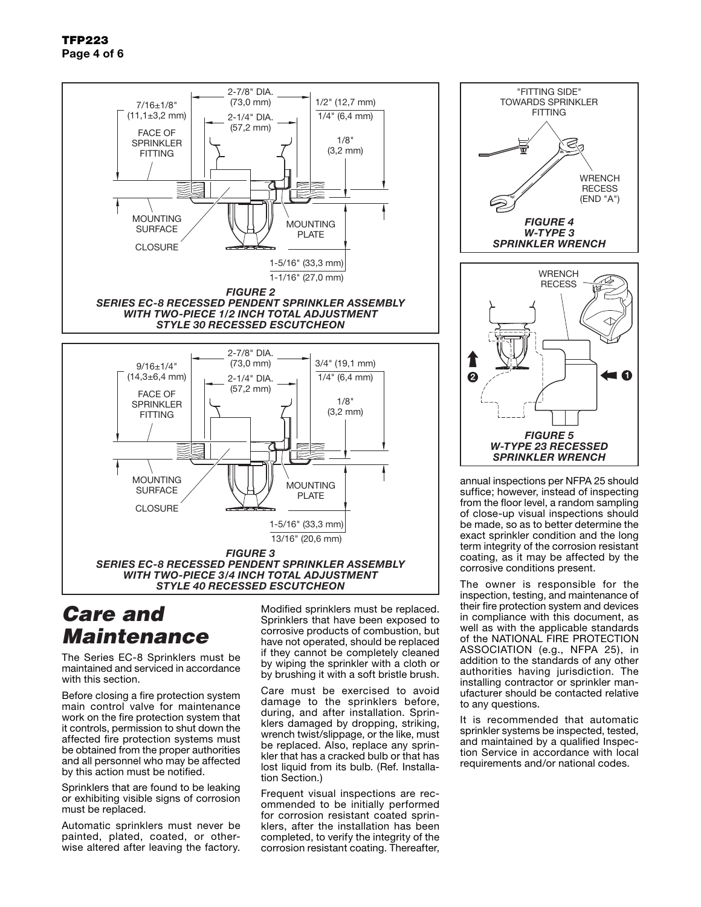*FIGURE 2*
*SERIES EC-8 RECESSED PENDENT SPRINKLER ASSEMBLY WITH TWO-PIECE 1/2 INCH TOTAL ADJUSTMENT STYLE 30 RECESSED ESCUTCHEON*

*FIGURE 3*
*SERIES EC-8 RECESSED PENDENT SPRINKLER ASSEMBLY WITH TWO-PIECE 3/4 INCH TOTAL ADJUSTMENT STYLE 40 RECESSED ESCUTCHEON*

*FIGURE 4*
*W-TYPE 3 SPRINKLER WRENCH*

*FIGURE 5*
*W-TYPE 23 RECESSED SPRINKLER WRENCH*

# *Care and Maintenance*

The Series EC-8 Sprinklers must be maintained and serviced in accordance with this section.

Before closing a fire protection system main control valve for maintenance work on the fire protection system that it controls, permission to shut down the affected fire protection systems must be obtained from the proper authorities and all personnel who may be affected by this action must be notified.

Sprinklers that are found to be leaking or exhibiting visible signs of corrosion must be replaced.

Automatic sprinklers must never be painted, plated, coated, or otherwise altered after leaving the factory. Modified sprinklers must be replaced. Sprinklers that have been exposed to corrosive products of combustion, but have not operated, should be replaced if they cannot be completely cleaned by wiping the sprinkler with a cloth or by brushing it with a soft bristle brush.

Care must be exercised to avoid damage to the sprinklers before, during, and after installation. Sprinklers damaged by dropping, striking, wrench twist/slippage, or the like, must be replaced. Also, replace any sprinkler that has a cracked bulb or that has lost liquid from its bulb. (Ref. Installation Section.)

Frequent visual inspections are recommended to be initially performed for corrosion resistant coated sprinklers, after the installation has been completed, to verify the integrity of the corrosion resistant coating. Thereafter, annual inspections per NFPA 25 should suffice; however, instead of inspecting from the floor level, a random sampling of close-up visual inspections should be made, so as to better determine the exact sprinkler condition and the long term integrity of the corrosion resistant coating, as it may be affected by the corrosive conditions present.

The owner is responsible for the inspection, testing, and maintenance of their fire protection system and devices in compliance with this document, as well as with the applicable standards of the NATIONAL FIRE PROTECTION ASSOCIATION (e.g., NFPA 25), in addition to the standards of any other authorities having jurisdiction. The installing contractor or sprinkler manufacturer should be contacted relative to any questions.

It is recommended that automatic sprinkler systems be inspected, tested, and maintained by a qualified Inspection Service in accordance with local requirements and/or national codes.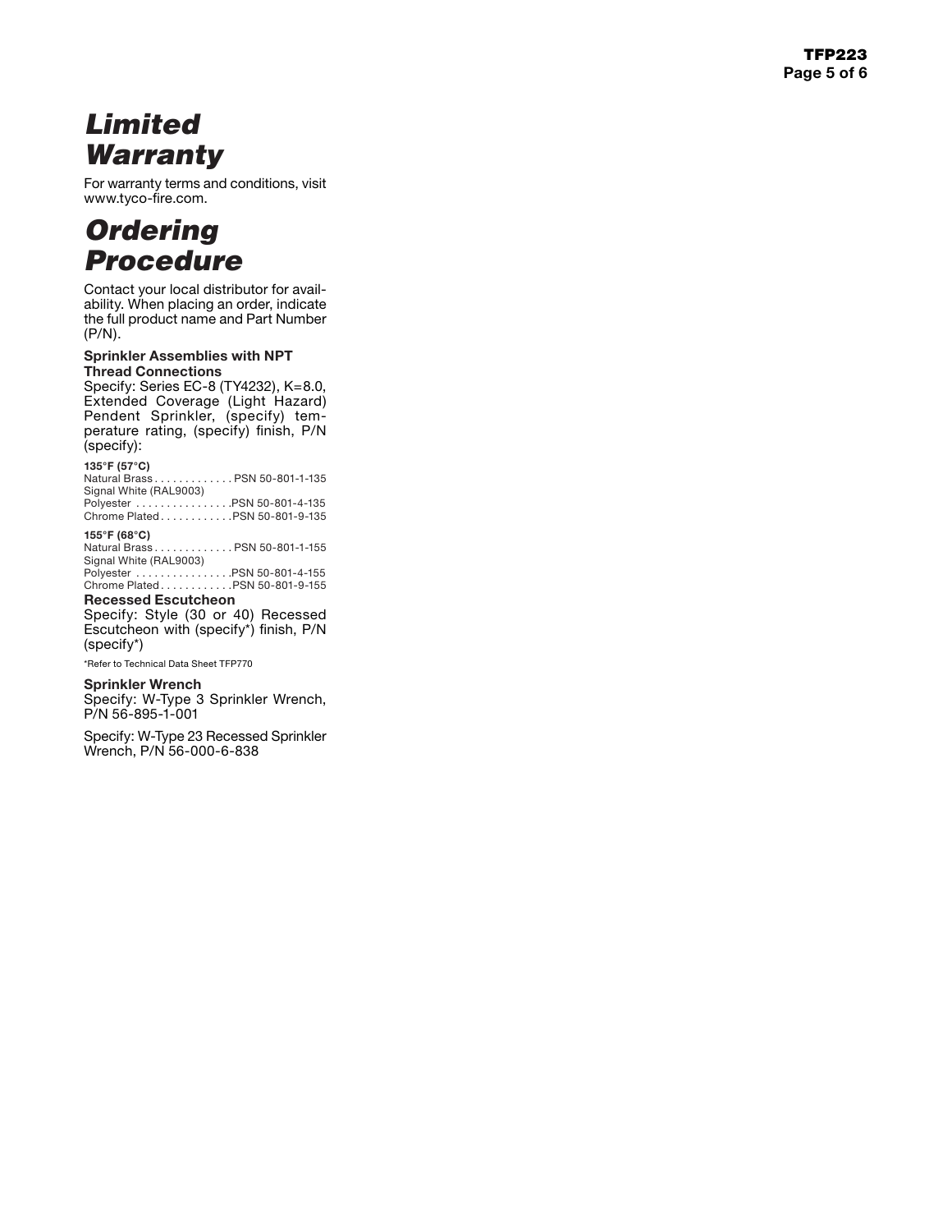# Limited Warranty

For warranty terms and conditions, visit www.tyco-fire.com.

# Ordering Procedure

Contact your local distributor for availability. When placing an order, indicate the full product name and Part Number (P/N).

**Sprinkler Assemblies with NPT Thread Connections**

Specify: Series EC-8 (TY4232), K=8.0, Extended Coverage (Light Hazard) Pendent Sprinkler, (specify) temperature rating, (specify) finish, P/N (specify):

**135°F (57°C)**

Natural Brass . . . . . . . . . . . . . PSN 50-801-1-135
Signal White (RAL9003)
Polyester . . . . . . . . . . . . . . . .PSN 50-801-4-135
Chrome Plated . . . . . . . . . . . .PSN 50-801-9-135

**155°F (68°C)**

Natural Brass . . . . . . . . . . . . . PSN 50-801-1-155
Signal White (RAL9003)
Polyester . . . . . . . . . . . . . . . .PSN 50-801-4-155
Chrome Plated . . . . . . . . . . . .PSN 50-801-9-155

**Recessed Escutcheon**

Specify: Style (30 or 40) Recessed Escutcheon with (specify*) finish, P/N (specify*)

*Refer to Technical Data Sheet TFP770

**Sprinkler Wrench**

Specify: W-Type 3 Sprinkler Wrench, P/N 56-895-1-001

Specify: W-Type 23 Recessed Sprinkler Wrench, P/N 56-000-6-838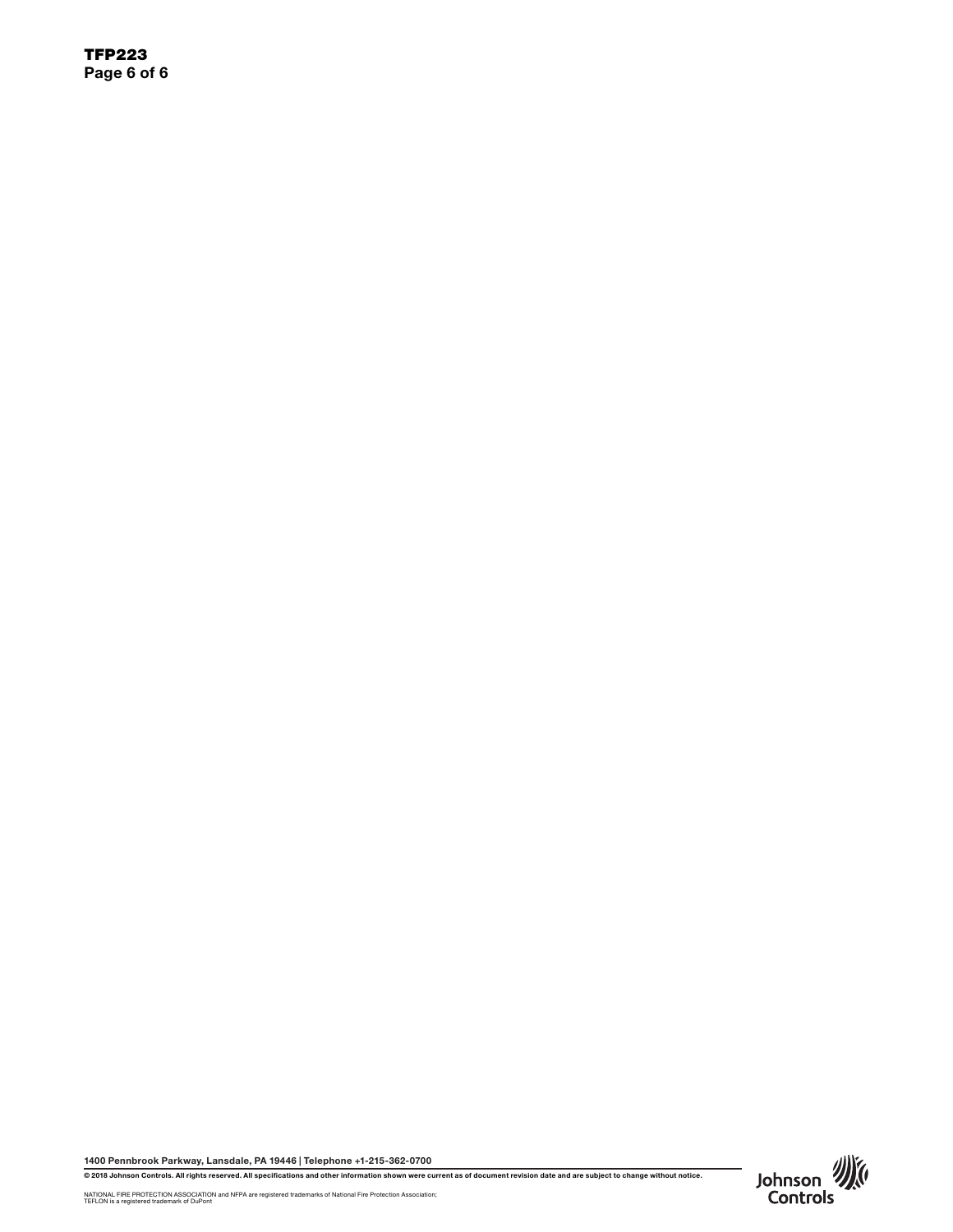1400 Pennbrook Parkway, Lansdale, PA 19446 | Telephone +1-215-362-0700

© 2018 Johnson Controls. All rights reserved. All specifications and other information shown were current as of document revision date and are subject to change without notice.

NATIONAL FIRE PROTECTION ASSOCIATION and NFPA are registered trademarks of National Fire Protection Association;
TEFLON is a registered trademark of DuPont